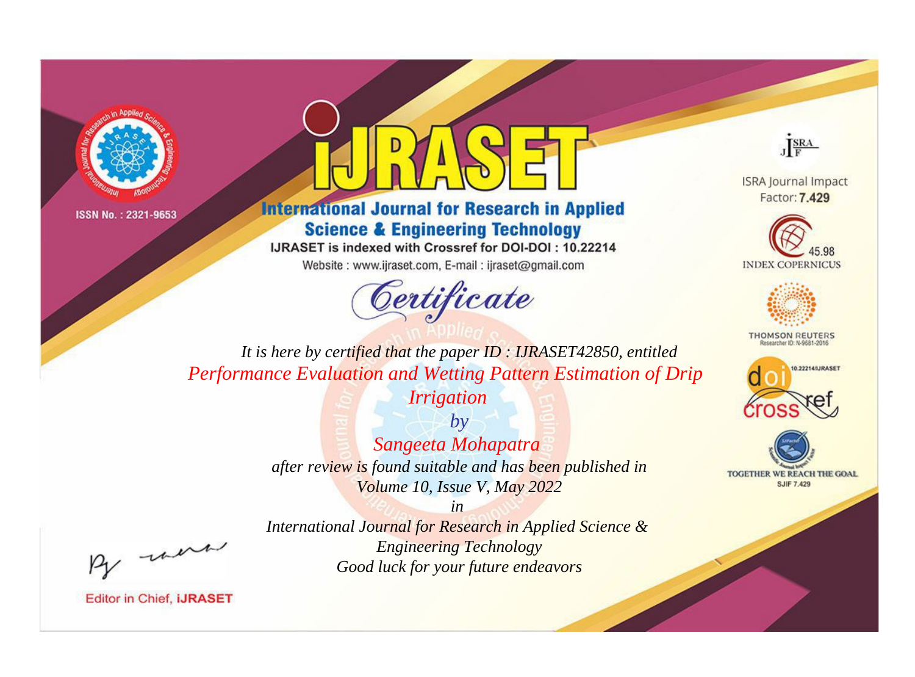ISSN No. : 2321-9653

# iJRASET

## International Journal for Research in Applied Science & Engineering Technology

IJRASET is indexed with Crossref for DOI-DOI : 10.22214

Website : www.ijraset.com, E-mail : ijraset@gmail.com

ISRA Journal Impact Factor: **7.429**

45.98 INDEX COPERNICUS

THOMSON REUTERS Researcher ID: N-9681-2016

10.22214/IJRASET

TOGETHER WE REACH THE GOAL SJIF 7.429

# *Certificate*

*It is here by certified that the paper ID : IJRASET42850, entitled*

*Performance Evaluation and Wetting Pattern Estimation of Drip Irrigation*

*by*

*Sangeeta Mohapatra*

*after review is found suitable and has been published in*

*Volume 10, Issue V, May 2022*

*in*

*International Journal for Research in Applied Science & Engineering Technology*

*Good luck for your future endeavors*

Editor in Chief, **iJRASET**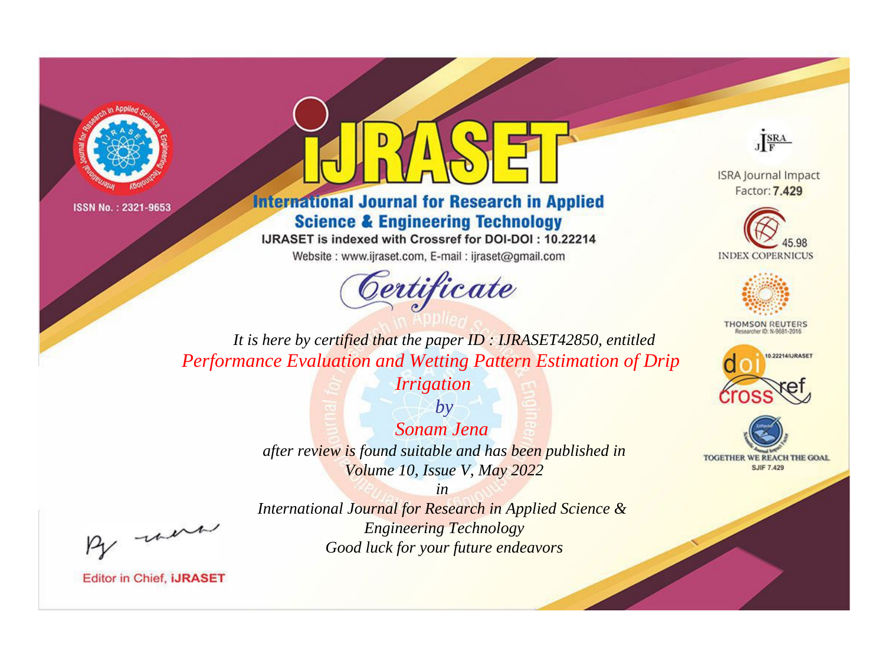ISSN No. : 2321-9653

# iJRASET

## International Journal for Research in Applied Science & Engineering Technology

IJRASET is indexed with Crossref for DOI-DOI : 10.22214

Website : www.ijraset.com, E-mail : ijraset@gmail.com

ISRA Journal Impact Factor: **7.429**

45.98 INDEX COPERNICUS

THOMSON REUTERS Researcher ID: N-9681-2016

10.22214/IJRASET

TOGETHER WE REACH THE GOAL SJIF 7.429

*Certificate*

*It is here by certified that the paper ID : IJRASET42850, entitled*

*Performance Evaluation and Wetting Pattern Estimation of Drip Irrigation*

*by*

*Sonam Jena*

*after review is found suitable and has been published in*

*Volume 10, Issue V, May 2022*

*in*

*International Journal for Research in Applied Science & Engineering Technology*

*Good luck for your future endeavors*

Editor in Chief, **iJRASET**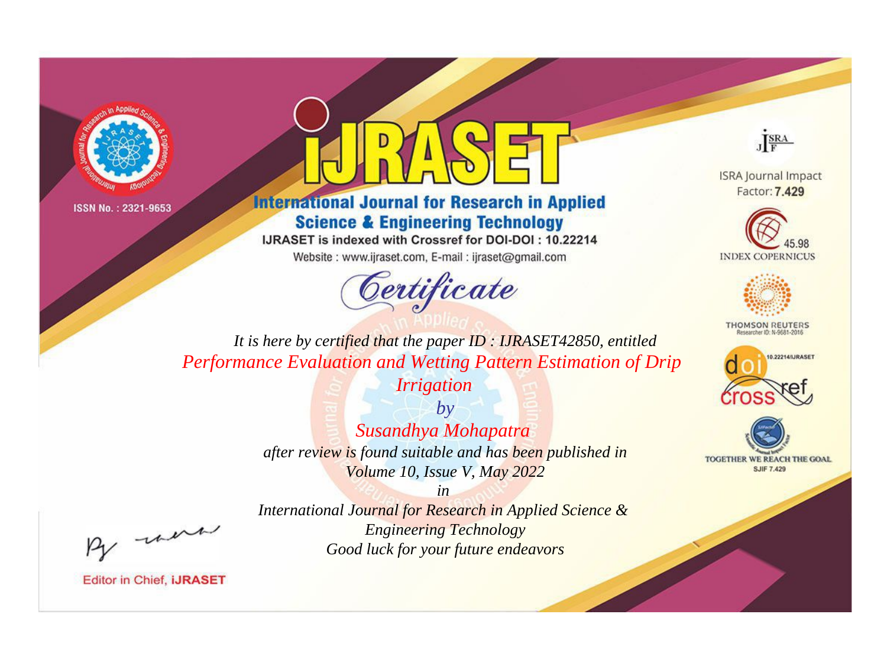ISSN No. : 2321-9653

# iJRASET

## International Journal for Research in Applied Science & Engineering Technology

IJRASET is indexed with Crossref for DOI-DOI : 10.22214

Website : www.ijraset.com, E-mail : ijraset@gmail.com

ISRA Journal Impact Factor: **7.429**

45.98 INDEX COPERNICUS

THOMSON REUTERS Researcher ID: N-9681-2016

10.22214/IJRASET

TOGETHER WE REACH THE GOAL SJIF 7.429

# *Certificate*

*It is here by certified that the paper ID : IJRASET42850, entitled*

*Performance Evaluation and Wetting Pattern Estimation of Drip Irrigation*

*by*

*Susandhya Mohapatra*

*after review is found suitable and has been published in*

*Volume 10, Issue V, May 2022*

*in*

*International Journal for Research in Applied Science & Engineering Technology*

*Good luck for your future endeavors*

Editor in Chief, **iJRASET**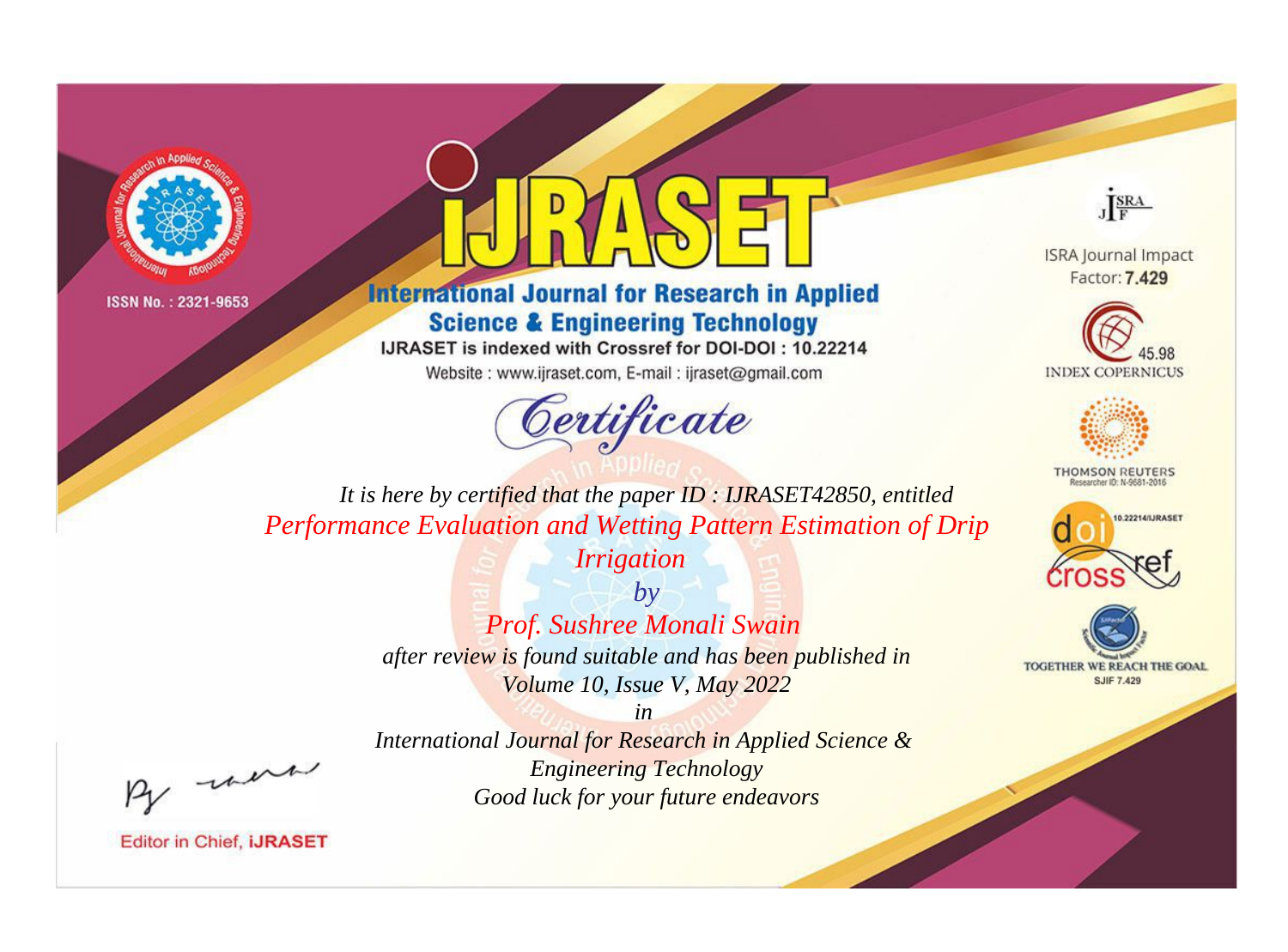ISSN No. : 2321-9653

# iJRASET

## International Journal for Research in Applied Science & Engineering Technology

IJRASET is indexed with Crossref for DOI-DOI : 10.22214

Website : www.ijraset.com, E-mail : ijraset@gmail.com

*Certificate*

*It is here by certified that the paper ID : IJRASET42850, entitled*

*Performance Evaluation and Wetting Pattern Estimation of Drip Irrigation*

*by*

*Prof. Sushree Monali Swain*

*after review is found suitable and has been published in*

*Volume 10, Issue V, May 2022*

*in*

*International Journal for Research in Applied Science & Engineering Technology*

*Good luck for your future endeavors*

ISRA Journal Impact Factor: **7.429**

45.98 INDEX COPERNICUS

THOMSON REUTERS Researcher ID: N-9681-2016

10.22214/IJRASET

TOGETHER WE REACH THE GOAL SJIF 7.429

Editor in Chief, **iJRASET**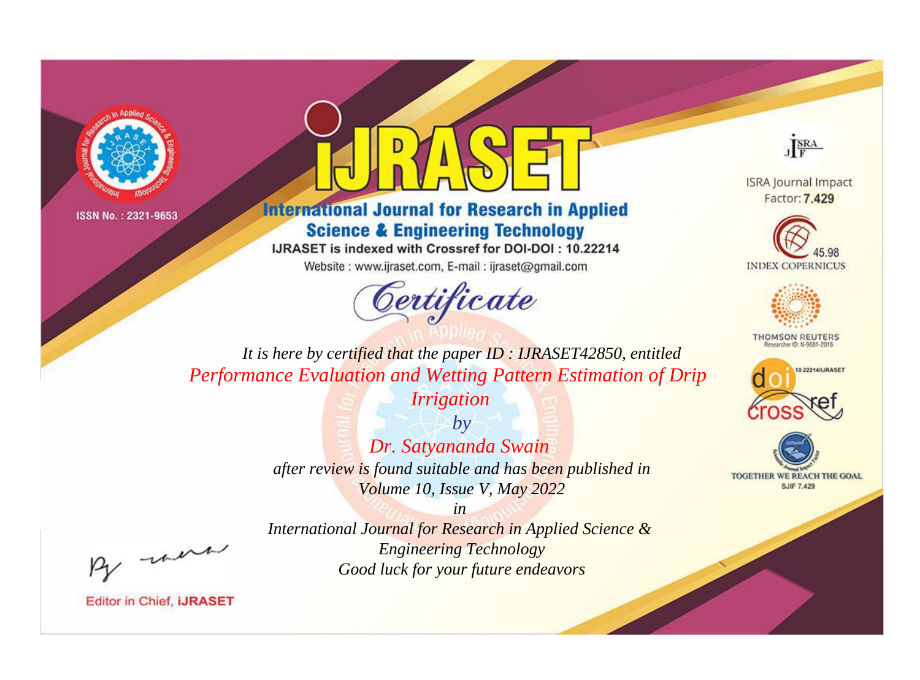ISSN No. : 2321-9653

# iJRASET

## International Journal for Research in Applied Science & Engineering Technology

IJRASET is indexed with Crossref for DOI-DOI : 10.22214

Website : www.ijraset.com, E-mail : ijraset@gmail.com

*Certificate*

*It is here by certified that the paper ID : IJRASET42850, entitled*

*Performance Evaluation and Wetting Pattern Estimation of Drip Irrigation*

*by*

*Dr. Satyananda Swain*

*after review is found suitable and has been published in*

*Volume 10, Issue V, May 2022*

*in*

*International Journal for Research in Applied Science & Engineering Technology*

*Good luck for your future endeavors*

Editor in Chief, iJRASET

ISRA Journal Impact Factor: **7.429**

45.98 INDEX COPERNICUS

THOMSON REUTERS Researcher ID: N-9681-2016

10.22214/IJRASET

TOGETHER WE REACH THE GOAL SJIF 7.429